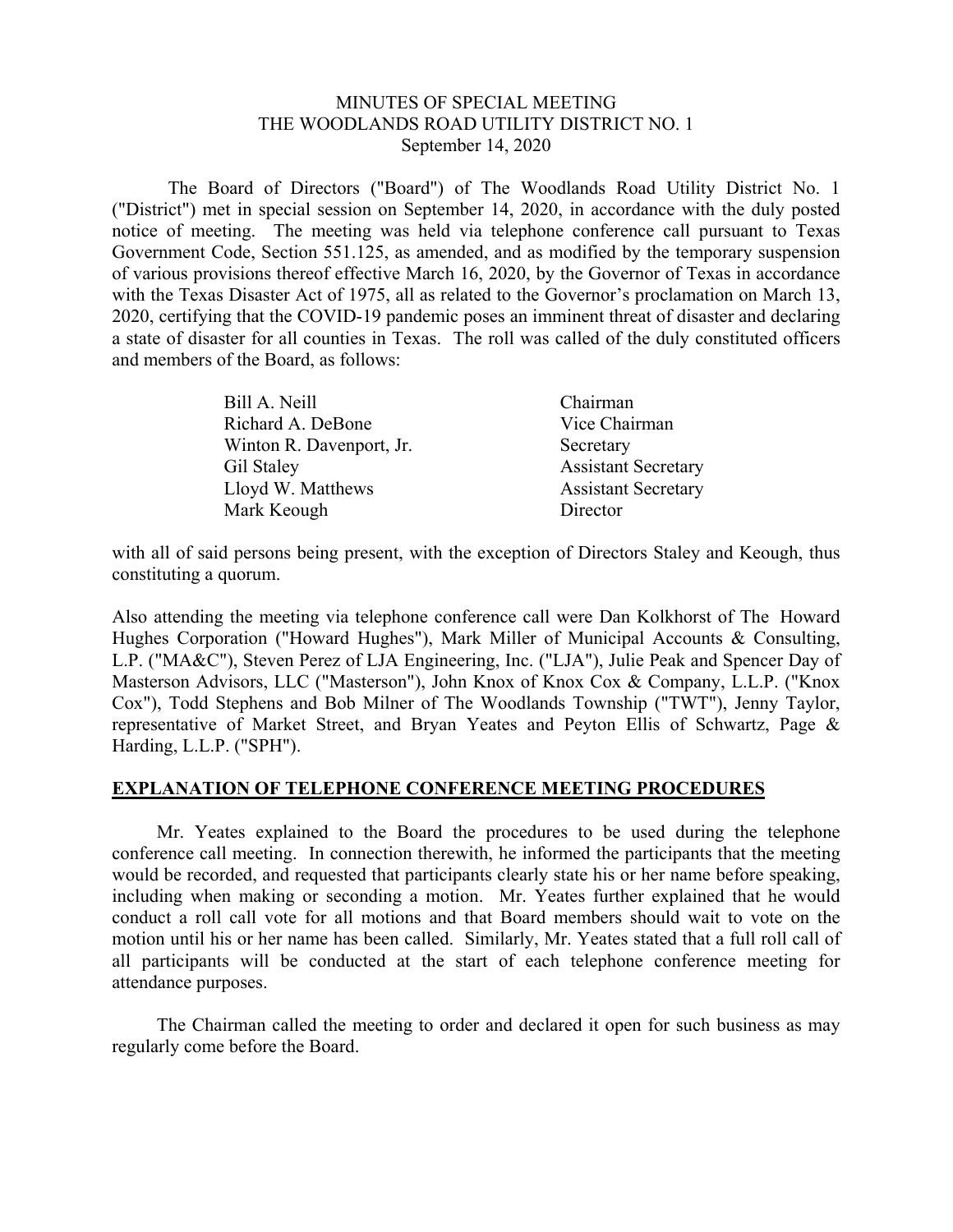# MINUTES OF SPECIAL MEETING
# THE WOODLANDS ROAD UTILITY DISTRICT NO. 1
September 14, 2020

The Board of Directors ("Board") of The Woodlands Road Utility District No. 1 ("District") met in special session on September 14, 2020, in accordance with the duly posted notice of meeting. The meeting was held via telephone conference call pursuant to Texas Government Code, Section 551.125, as amended, and as modified by the temporary suspension of various provisions thereof effective March 16, 2020, by the Governor of Texas in accordance with the Texas Disaster Act of 1975, all as related to the Governor's proclamation on March 13, 2020, certifying that the COVID-19 pandemic poses an imminent threat of disaster and declaring a state of disaster for all counties in Texas. The roll was called of the duly constituted officers and members of the Board, as follows:

| | |
|---|---|
| Bill A. Neill | Chairman |
| Richard A. DeBone | Vice Chairman |
| Winton R. Davenport, Jr. | Secretary |
| Gil Staley | Assistant Secretary |
| Lloyd W. Matthews | Assistant Secretary |
| Mark Keough | Director |

with all of said persons being present, with the exception of Directors Staley and Keough, thus constituting a quorum.

Also attending the meeting via telephone conference call were Dan Kolkhorst of The Howard Hughes Corporation ("Howard Hughes"), Mark Miller of Municipal Accounts & Consulting, L.P. ("MA&C"), Steven Perez of LJA Engineering, Inc. ("LJA"), Julie Peak and Spencer Day of Masterson Advisors, LLC ("Masterson"), John Knox of Knox Cox & Company, L.L.P. ("Knox Cox"), Todd Stephens and Bob Milner of The Woodlands Township ("TWT"), Jenny Taylor, representative of Market Street, and Bryan Yeates and Peyton Ellis of Schwartz, Page & Harding, L.L.P. ("SPH").

## EXPLANATION OF TELEPHONE CONFERENCE MEETING PROCEDURES

Mr. Yeates explained to the Board the procedures to be used during the telephone conference call meeting. In connection therewith, he informed the participants that the meeting would be recorded, and requested that participants clearly state his or her name before speaking, including when making or seconding a motion. Mr. Yeates further explained that he would conduct a roll call vote for all motions and that Board members should wait to vote on the motion until his or her name has been called. Similarly, Mr. Yeates stated that a full roll call of all participants will be conducted at the start of each telephone conference meeting for attendance purposes.

The Chairman called the meeting to order and declared it open for such business as may regularly come before the Board.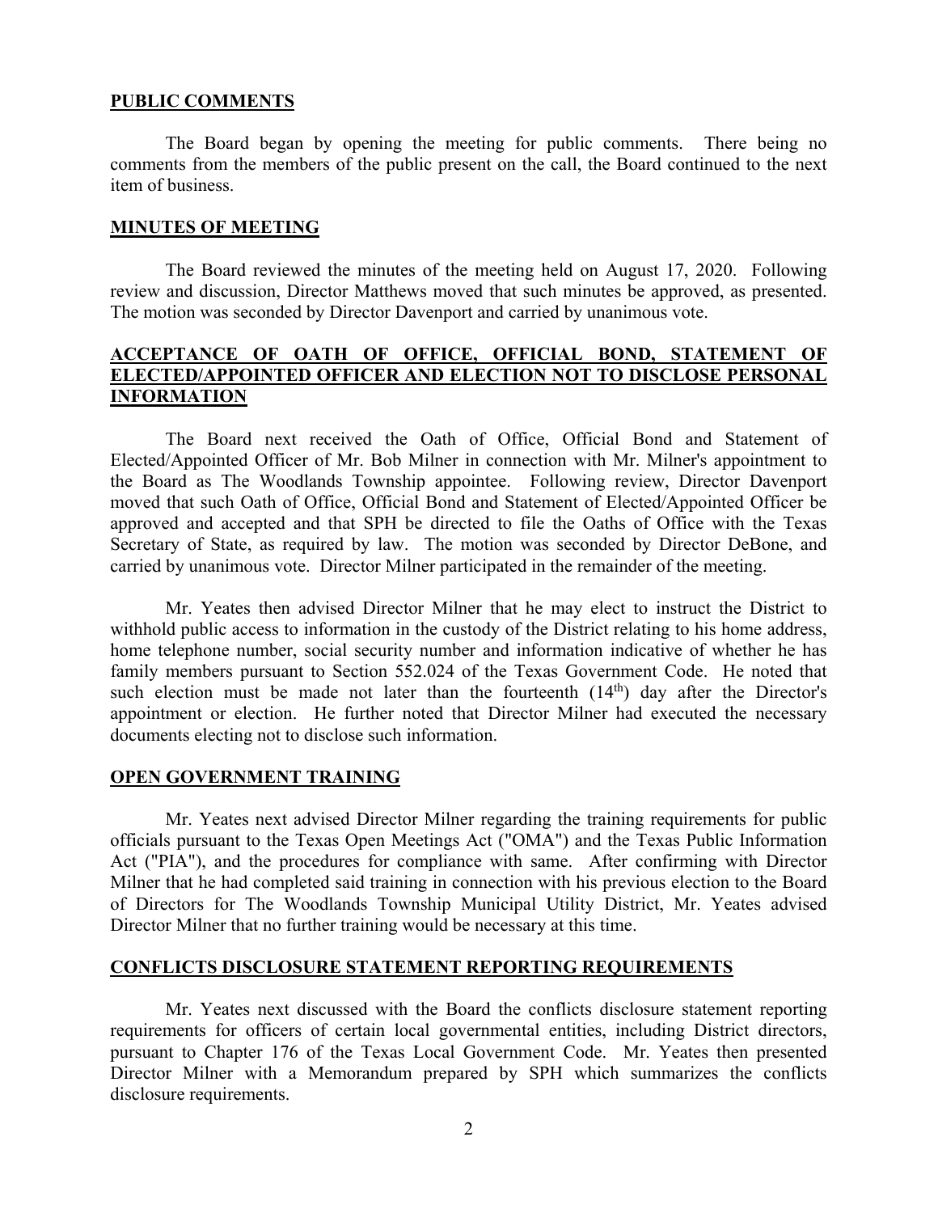**PUBLIC COMMENTS**

The Board began by opening the meeting for public comments. There being no comments from the members of the public present on the call, the Board continued to the next item of business.

**MINUTES OF MEETING**

The Board reviewed the minutes of the meeting held on August 17, 2020. Following review and discussion, Director Matthews moved that such minutes be approved, as presented. The motion was seconded by Director Davenport and carried by unanimous vote.

**ACCEPTANCE OF OATH OF OFFICE, OFFICIAL BOND, STATEMENT OF ELECTED/APPOINTED OFFICER AND ELECTION NOT TO DISCLOSE PERSONAL INFORMATION**

The Board next received the Oath of Office, Official Bond and Statement of Elected/Appointed Officer of Mr. Bob Milner in connection with Mr. Milner's appointment to the Board as The Woodlands Township appointee. Following review, Director Davenport moved that such Oath of Office, Official Bond and Statement of Elected/Appointed Officer be approved and accepted and that SPH be directed to file the Oaths of Office with the Texas Secretary of State, as required by law. The motion was seconded by Director DeBone, and carried by unanimous vote. Director Milner participated in the remainder of the meeting.

Mr. Yeates then advised Director Milner that he may elect to instruct the District to withhold public access to information in the custody of the District relating to his home address, home telephone number, social security number and information indicative of whether he has family members pursuant to Section 552.024 of the Texas Government Code. He noted that such election must be made not later than the fourteenth (14th) day after the Director's appointment or election. He further noted that Director Milner had executed the necessary documents electing not to disclose such information.

**OPEN GOVERNMENT TRAINING**

Mr. Yeates next advised Director Milner regarding the training requirements for public officials pursuant to the Texas Open Meetings Act ("OMA") and the Texas Public Information Act ("PIA"), and the procedures for compliance with same. After confirming with Director Milner that he had completed said training in connection with his previous election to the Board of Directors for The Woodlands Township Municipal Utility District, Mr. Yeates advised Director Milner that no further training would be necessary at this time.

**CONFLICTS DISCLOSURE STATEMENT REPORTING REQUIREMENTS**

Mr. Yeates next discussed with the Board the conflicts disclosure statement reporting requirements for officers of certain local governmental entities, including District directors, pursuant to Chapter 176 of the Texas Local Government Code. Mr. Yeates then presented Director Milner with a Memorandum prepared by SPH which summarizes the conflicts disclosure requirements.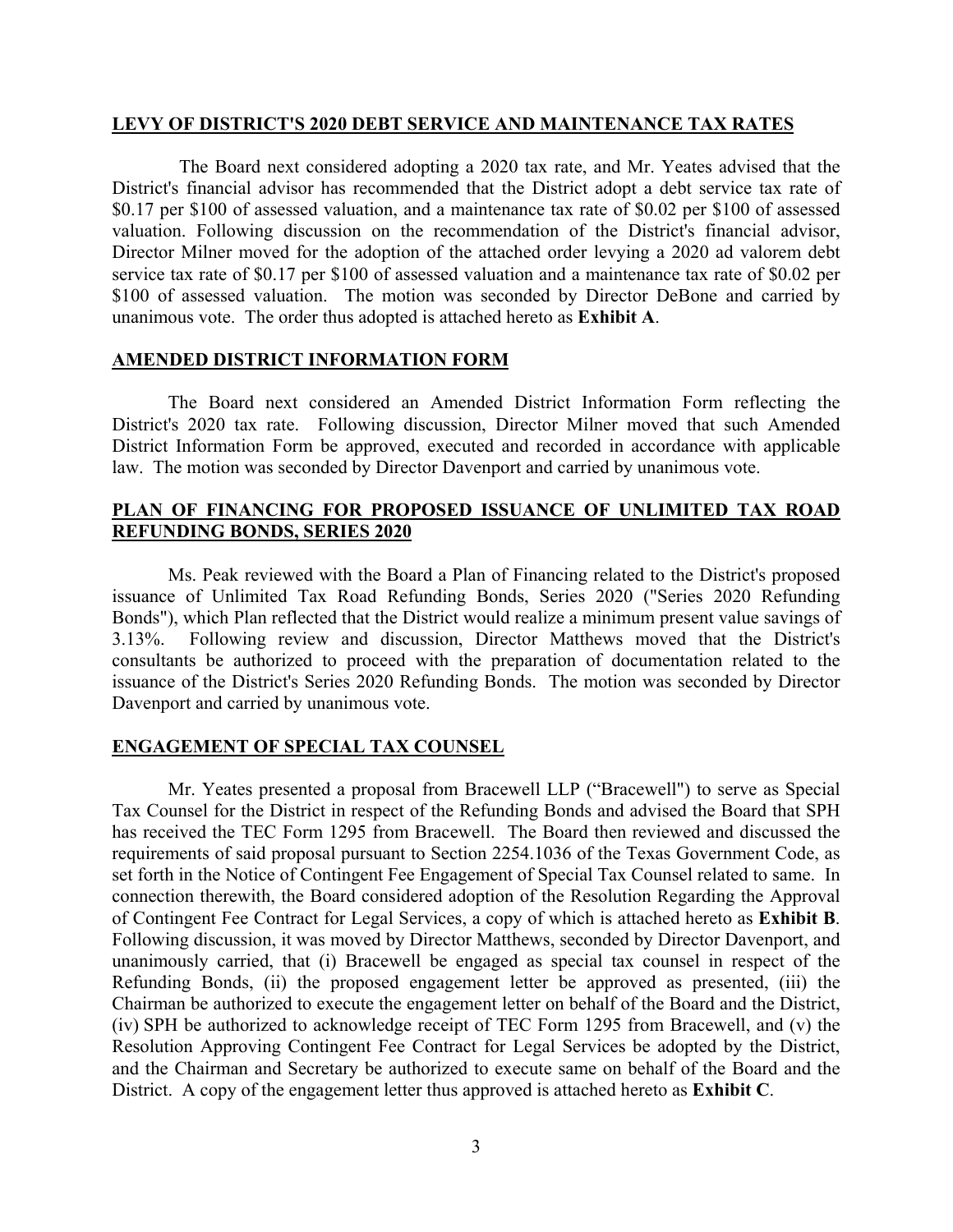## LEVY OF DISTRICT'S 2020 DEBT SERVICE AND MAINTENANCE TAX RATES

The Board next considered adopting a 2020 tax rate, and Mr. Yeates advised that the District's financial advisor has recommended that the District adopt a debt service tax rate of $0.17 per $100 of assessed valuation, and a maintenance tax rate of $0.02 per $100 of assessed valuation. Following discussion on the recommendation of the District's financial advisor, Director Milner moved for the adoption of the attached order levying a 2020 ad valorem debt service tax rate of $0.17 per $100 of assessed valuation and a maintenance tax rate of $0.02 per $100 of assessed valuation. The motion was seconded by Director DeBone and carried by unanimous vote. The order thus adopted is attached hereto as **Exhibit A**.

## AMENDED DISTRICT INFORMATION FORM

The Board next considered an Amended District Information Form reflecting the District's 2020 tax rate. Following discussion, Director Milner moved that such Amended District Information Form be approved, executed and recorded in accordance with applicable law. The motion was seconded by Director Davenport and carried by unanimous vote.

## PLAN OF FINANCING FOR PROPOSED ISSUANCE OF UNLIMITED TAX ROAD REFUNDING BONDS, SERIES 2020

Ms. Peak reviewed with the Board a Plan of Financing related to the District's proposed issuance of Unlimited Tax Road Refunding Bonds, Series 2020 ("Series 2020 Refunding Bonds"), which Plan reflected that the District would realize a minimum present value savings of 3.13%. Following review and discussion, Director Matthews moved that the District's consultants be authorized to proceed with the preparation of documentation related to the issuance of the District's Series 2020 Refunding Bonds. The motion was seconded by Director Davenport and carried by unanimous vote.

## ENGAGEMENT OF SPECIAL TAX COUNSEL

Mr. Yeates presented a proposal from Bracewell LLP ("Bracewell") to serve as Special Tax Counsel for the District in respect of the Refunding Bonds and advised the Board that SPH has received the TEC Form 1295 from Bracewell. The Board then reviewed and discussed the requirements of said proposal pursuant to Section 2254.1036 of the Texas Government Code, as set forth in the Notice of Contingent Fee Engagement of Special Tax Counsel related to same. In connection therewith, the Board considered adoption of the Resolution Regarding the Approval of Contingent Fee Contract for Legal Services, a copy of which is attached hereto as **Exhibit B**. Following discussion, it was moved by Director Matthews, seconded by Director Davenport, and unanimously carried, that (i) Bracewell be engaged as special tax counsel in respect of the Refunding Bonds, (ii) the proposed engagement letter be approved as presented, (iii) the Chairman be authorized to execute the engagement letter on behalf of the Board and the District, (iv) SPH be authorized to acknowledge receipt of TEC Form 1295 from Bracewell, and (v) the Resolution Approving Contingent Fee Contract for Legal Services be adopted by the District, and the Chairman and Secretary be authorized to execute same on behalf of the Board and the District. A copy of the engagement letter thus approved is attached hereto as **Exhibit C**.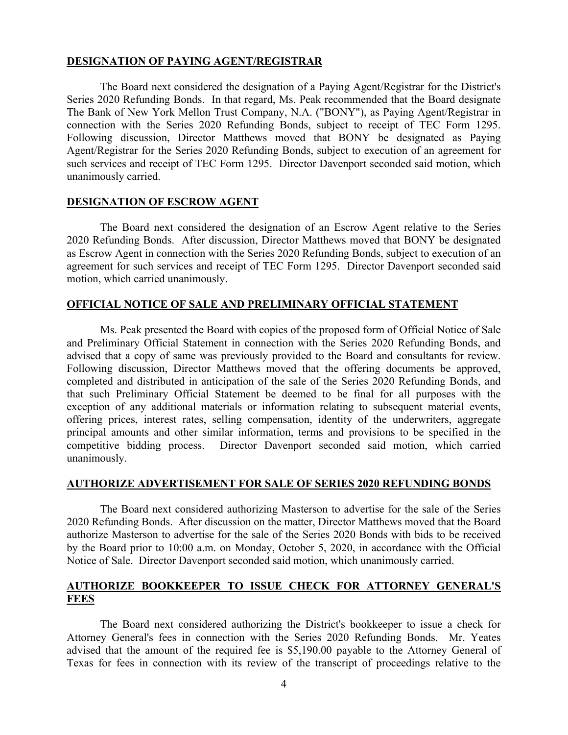**DESIGNATION OF PAYING AGENT/REGISTRAR**

The Board next considered the designation of a Paying Agent/Registrar for the District's Series 2020 Refunding Bonds. In that regard, Ms. Peak recommended that the Board designate The Bank of New York Mellon Trust Company, N.A. ("BONY"), as Paying Agent/Registrar in connection with the Series 2020 Refunding Bonds, subject to receipt of TEC Form 1295. Following discussion, Director Matthews moved that BONY be designated as Paying Agent/Registrar for the Series 2020 Refunding Bonds, subject to execution of an agreement for such services and receipt of TEC Form 1295. Director Davenport seconded said motion, which unanimously carried.

**DESIGNATION OF ESCROW AGENT**

The Board next considered the designation of an Escrow Agent relative to the Series 2020 Refunding Bonds. After discussion, Director Matthews moved that BONY be designated as Escrow Agent in connection with the Series 2020 Refunding Bonds, subject to execution of an agreement for such services and receipt of TEC Form 1295. Director Davenport seconded said motion, which carried unanimously.

**OFFICIAL NOTICE OF SALE AND PRELIMINARY OFFICIAL STATEMENT**

Ms. Peak presented the Board with copies of the proposed form of Official Notice of Sale and Preliminary Official Statement in connection with the Series 2020 Refunding Bonds, and advised that a copy of same was previously provided to the Board and consultants for review. Following discussion, Director Matthews moved that the offering documents be approved, completed and distributed in anticipation of the sale of the Series 2020 Refunding Bonds, and that such Preliminary Official Statement be deemed to be final for all purposes with the exception of any additional materials or information relating to subsequent material events, offering prices, interest rates, selling compensation, identity of the underwriters, aggregate principal amounts and other similar information, terms and provisions to be specified in the competitive bidding process. Director Davenport seconded said motion, which carried unanimously.

**AUTHORIZE ADVERTISEMENT FOR SALE OF SERIES 2020 REFUNDING BONDS**

The Board next considered authorizing Masterson to advertise for the sale of the Series 2020 Refunding Bonds. After discussion on the matter, Director Matthews moved that the Board authorize Masterson to advertise for the sale of the Series 2020 Bonds with bids to be received by the Board prior to 10:00 a.m. on Monday, October 5, 2020, in accordance with the Official Notice of Sale. Director Davenport seconded said motion, which unanimously carried.

**AUTHORIZE BOOKKEEPER TO ISSUE CHECK FOR ATTORNEY GENERAL'S FEES**

The Board next considered authorizing the District's bookkeeper to issue a check for Attorney General's fees in connection with the Series 2020 Refunding Bonds. Mr. Yeates advised that the amount of the required fee is $5,190.00 payable to the Attorney General of Texas for fees in connection with its review of the transcript of proceedings relative to the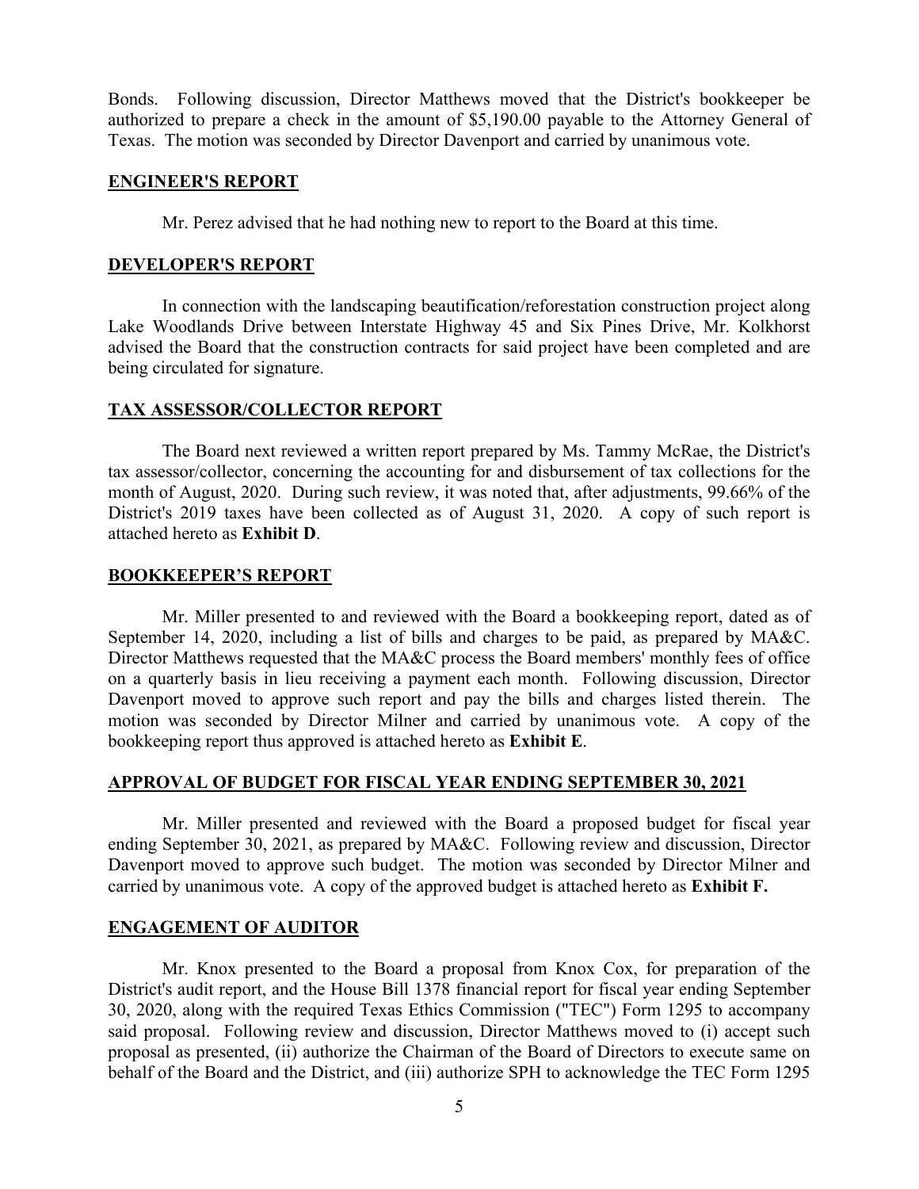Bonds. Following discussion, Director Matthews moved that the District's bookkeeper be authorized to prepare a check in the amount of $5,190.00 payable to the Attorney General of Texas. The motion was seconded by Director Davenport and carried by unanimous vote.

## ENGINEER'S REPORT

Mr. Perez advised that he had nothing new to report to the Board at this time.

## DEVELOPER'S REPORT

In connection with the landscaping beautification/reforestation construction project along Lake Woodlands Drive between Interstate Highway 45 and Six Pines Drive, Mr. Kolkhorst advised the Board that the construction contracts for said project have been completed and are being circulated for signature.

## TAX ASSESSOR/COLLECTOR REPORT

The Board next reviewed a written report prepared by Ms. Tammy McRae, the District's tax assessor/collector, concerning the accounting for and disbursement of tax collections for the month of August, 2020. During such review, it was noted that, after adjustments, 99.66% of the District's 2019 taxes have been collected as of August 31, 2020. A copy of such report is attached hereto as **Exhibit D**.

## BOOKKEEPER'S REPORT

Mr. Miller presented to and reviewed with the Board a bookkeeping report, dated as of September 14, 2020, including a list of bills and charges to be paid, as prepared by MA&C. Director Matthews requested that the MA&C process the Board members' monthly fees of office on a quarterly basis in lieu receiving a payment each month. Following discussion, Director Davenport moved to approve such report and pay the bills and charges listed therein. The motion was seconded by Director Milner and carried by unanimous vote. A copy of the bookkeeping report thus approved is attached hereto as **Exhibit E**.

## APPROVAL OF BUDGET FOR FISCAL YEAR ENDING SEPTEMBER 30, 2021

Mr. Miller presented and reviewed with the Board a proposed budget for fiscal year ending September 30, 2021, as prepared by MA&C. Following review and discussion, Director Davenport moved to approve such budget. The motion was seconded by Director Milner and carried by unanimous vote. A copy of the approved budget is attached hereto as **Exhibit F.**

## ENGAGEMENT OF AUDITOR

Mr. Knox presented to the Board a proposal from Knox Cox, for preparation of the District's audit report, and the House Bill 1378 financial report for fiscal year ending September 30, 2020, along with the required Texas Ethics Commission ("TEC") Form 1295 to accompany said proposal. Following review and discussion, Director Matthews moved to (i) accept such proposal as presented, (ii) authorize the Chairman of the Board of Directors to execute same on behalf of the Board and the District, and (iii) authorize SPH to acknowledge the TEC Form 1295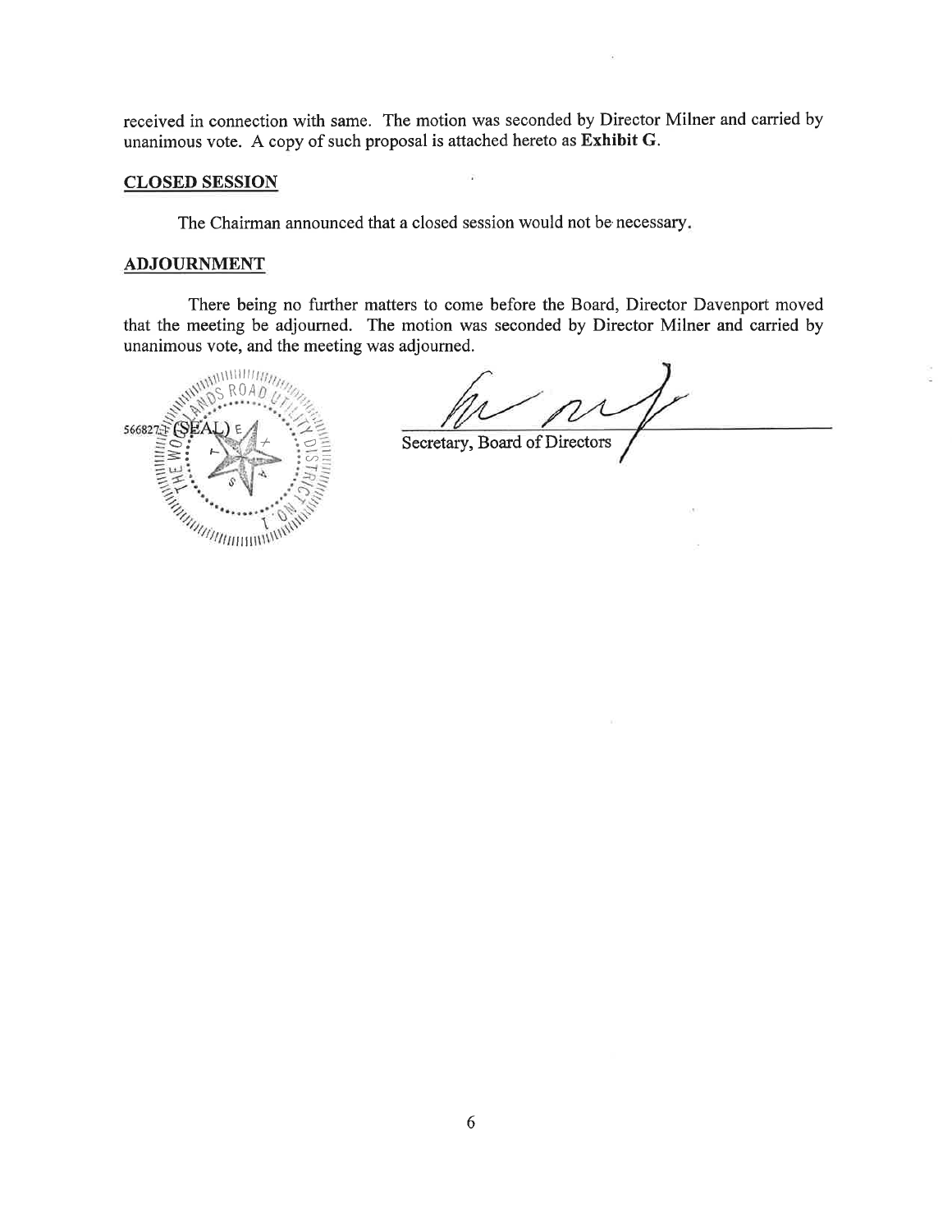received in connection with same. The motion was seconded by Director Milner and carried by unanimous vote. A copy of such proposal is attached hereto as **Exhibit G**.

## CLOSED SESSION

The Chairman announced that a closed session would not be necessary.

## ADJOURNMENT

There being no further matters to come before the Board, Director Davenport moved that the meeting be adjourned. The motion was seconded by Director Milner and carried by unanimous vote, and the meeting was adjourned.

(SEAL)

Secretary, Board of Directors

566827.1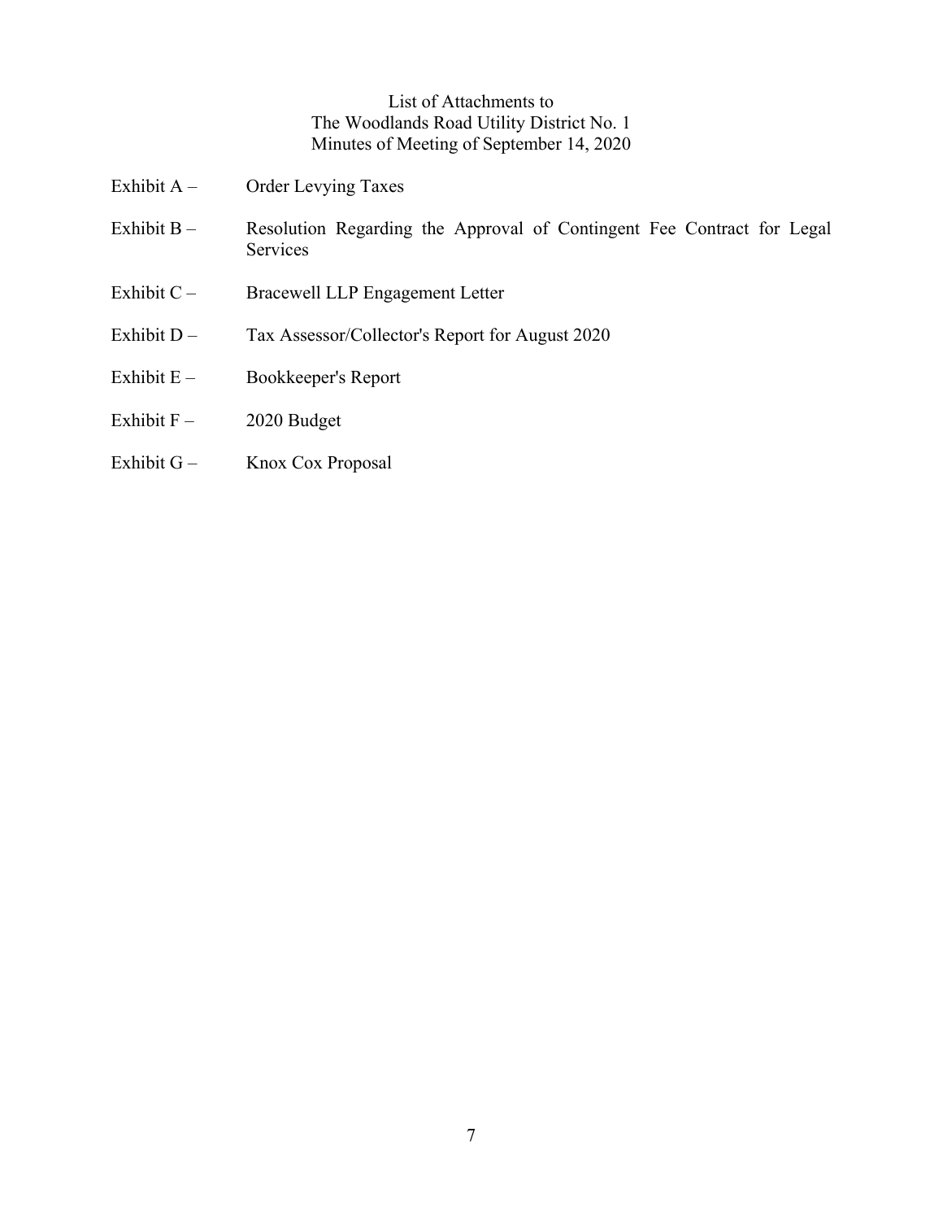List of Attachments to
The Woodlands Road Utility District No. 1
Minutes of Meeting of September 14, 2020

Exhibit A – Order Levying Taxes

Exhibit B – Resolution Regarding the Approval of Contingent Fee Contract for Legal Services

Exhibit C – Bracewell LLP Engagement Letter

Exhibit D – Tax Assessor/Collector's Report for August 2020

Exhibit E – Bookkeeper's Report

Exhibit F – 2020 Budget

Exhibit G – Knox Cox Proposal